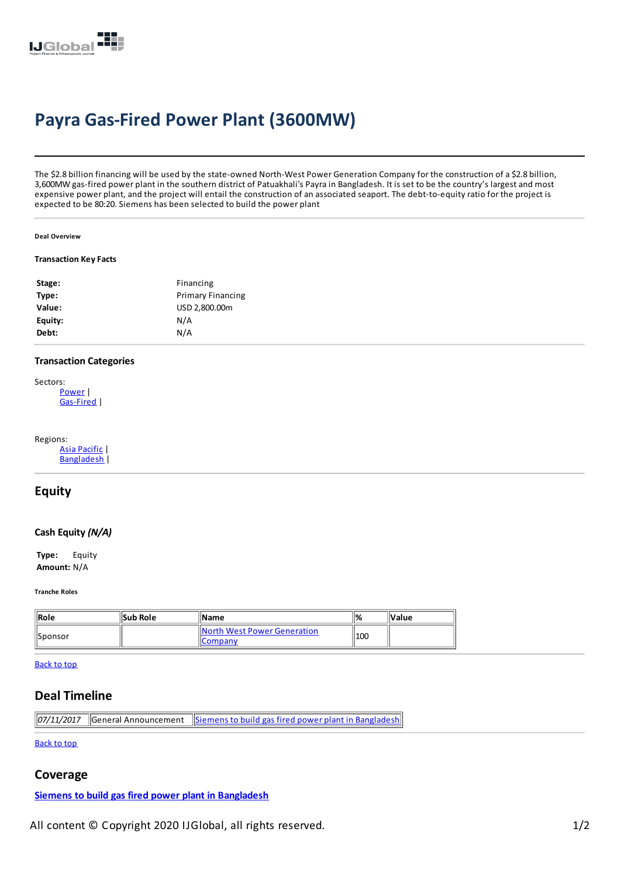# Payra Gas-Fired Power Plant (3600MW)

The $2.8 billion financing will be used by the state-owned North-West Power Generation Company for the construction of a $2.8 billion, 3,600MW gas-fired power plant in the southern district of Patuakhali's Payra in Bangladesh. It is set to be the country's largest and most expensive power plant, and the project will entail the construction of an associated seaport. The debt-to-equity ratio for the project is expected to be 80:20. Siemens has been selected to build the power plant

###### Deal Overview

#### Transaction Key Facts

| | |
|---|---|
| **Stage:** | Financing |
| **Type:** | Primary Financing |
| **Value:** | USD 2,800.00m |
| **Equity:** | N/A |
| **Debt:** | N/A |

#### Transaction Categories

Sectors:
- Power |
- Gas-Fired |

Regions:
- Asia Pacific |
- Bangladesh |

## Equity

#### Cash Equity *(N/A)*

**Type:** Equity
**Amount:** N/A

###### Tranche Roles

| Role | Sub Role | Name | % | Value |
|---|---|---|---|---|
| Sponsor | | North West Power Generation Company | 100 | |

Back to top

## Deal Timeline

| | | |
|---|---|---|
| *07/11/2017* | General Announcement | Siemens to build gas fired power plant in Bangladesh |

Back to top

## Coverage

**Siemens to build gas fired power plant in Bangladesh**

All content © Copyright 2020 IJGlobal, all rights reserved.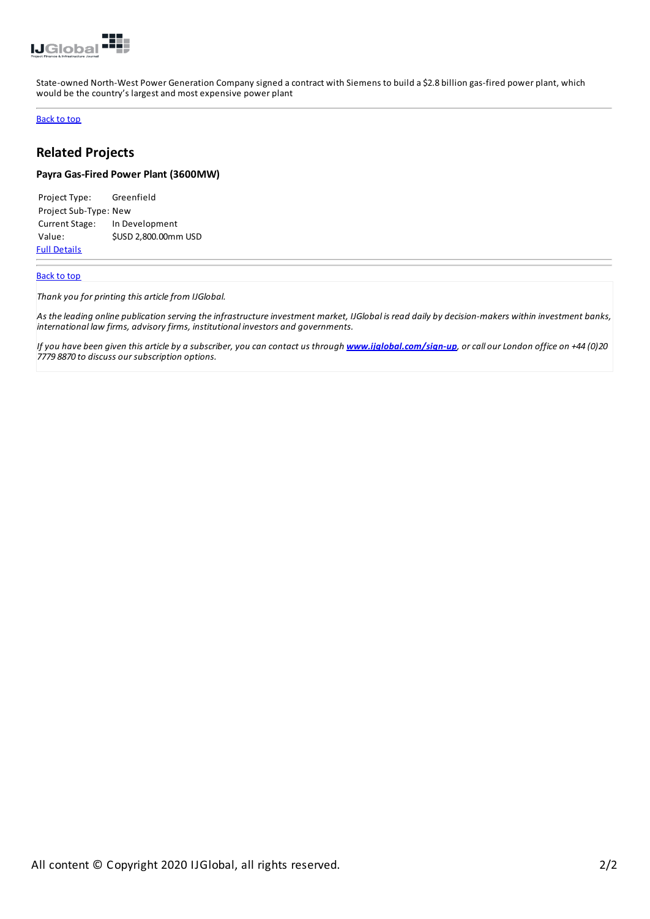State-owned North-West Power Generation Company signed a contract with Siemens to build a $2.8 billion gas-fired power plant, which would be the country's largest and most expensive power plant

Back to top

## Related Projects

### Payra Gas-Fired Power Plant (3600MW)

| | |
|---|---|
| Project Type: | Greenfield |
| Project Sub-Type: | New |
| Current Stage: | In Development |
| Value: | $USD 2,800.00mm USD |

Full Details

Back to top

*Thank you for printing this article from IJGlobal.*

*As the leading online publication serving the infrastructure investment market, IJGlobal is read daily by decision-makers within investment banks, international law firms, advisory firms, institutional investors and governments.*

*If you have been given this article by a subscriber, you can contact us through **www.ijglobal.com/sign-up**, or call our London office on +44 (0)20 7779 8870 to discuss our subscription options.*

All content © Copyright 2020 IJGlobal, all rights reserved.